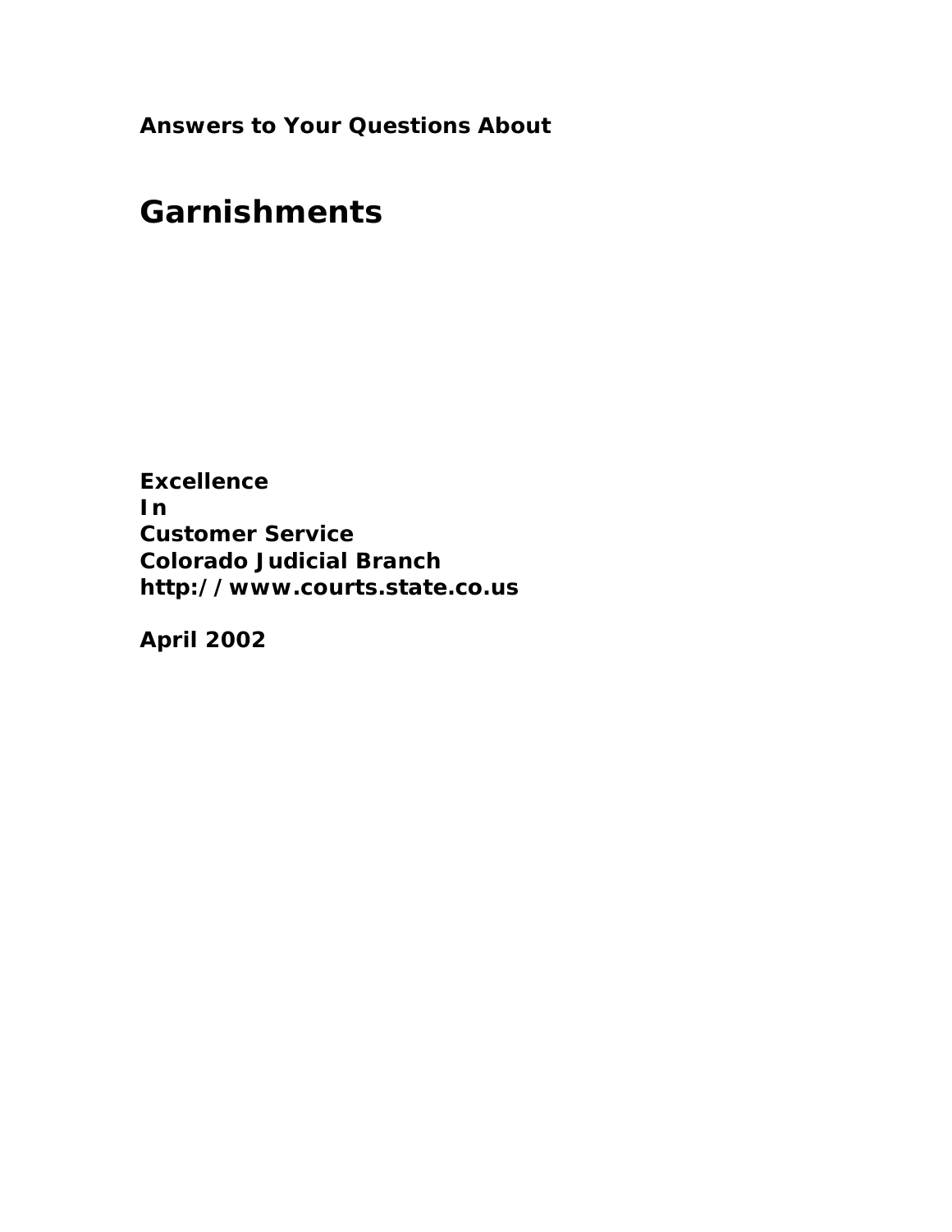**Answers to Your Questions About**

# Garnishments

**Excellence**
**In**
**Customer Service**
**Colorado Judicial Branch**
**http://www.courts.state.co.us**

**April 2002**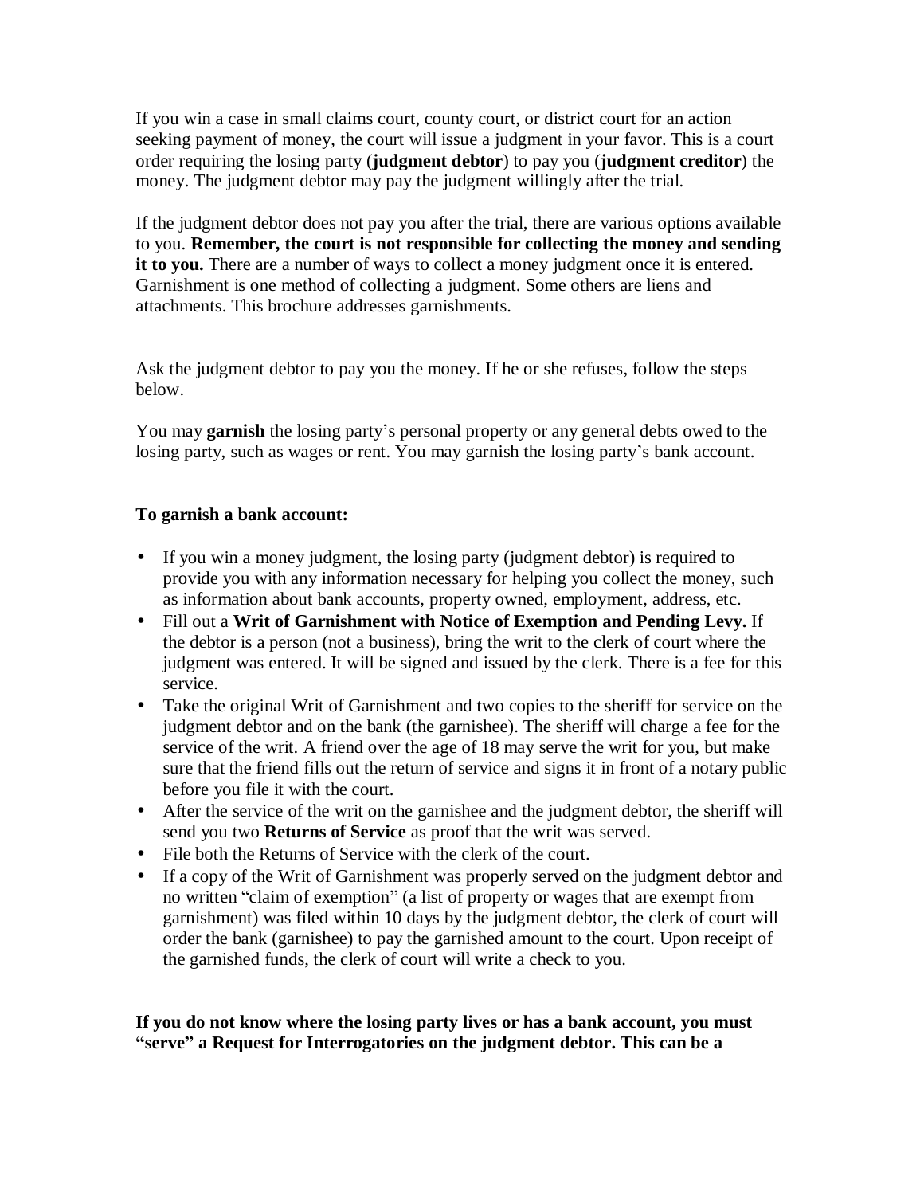If you win a case in small claims court, county court, or district court for an action seeking payment of money, the court will issue a judgment in your favor. This is a court order requiring the losing party (**judgment debtor**) to pay you (**judgment creditor**) the money. The judgment debtor may pay the judgment willingly after the trial.

If the judgment debtor does not pay you after the trial, there are various options available to you. **Remember, the court is not responsible for collecting the money and sending it to you.** There are a number of ways to collect a money judgment once it is entered. Garnishment is one method of collecting a judgment. Some others are liens and attachments. This brochure addresses garnishments.

Ask the judgment debtor to pay you the money. If he or she refuses, follow the steps below.

You may **garnish** the losing party's personal property or any general debts owed to the losing party, such as wages or rent. You may garnish the losing party's bank account.

**To garnish a bank account:**

- If you win a money judgment, the losing party (judgment debtor) is required to provide you with any information necessary for helping you collect the money, such as information about bank accounts, property owned, employment, address, etc.
- Fill out a **Writ of Garnishment with Notice of Exemption and Pending Levy.** If the debtor is a person (not a business), bring the writ to the clerk of court where the judgment was entered. It will be signed and issued by the clerk. There is a fee for this service.
- Take the original Writ of Garnishment and two copies to the sheriff for service on the judgment debtor and on the bank (the garnishee). The sheriff will charge a fee for the service of the writ. A friend over the age of 18 may serve the writ for you, but make sure that the friend fills out the return of service and signs it in front of a notary public before you file it with the court.
- After the service of the writ on the garnishee and the judgment debtor, the sheriff will send you two **Returns of Service** as proof that the writ was served.
- File both the Returns of Service with the clerk of the court.
- If a copy of the Writ of Garnishment was properly served on the judgment debtor and no written "claim of exemption" (a list of property or wages that are exempt from garnishment) was filed within 10 days by the judgment debtor, the clerk of court will order the bank (garnishee) to pay the garnished amount to the court. Upon receipt of the garnished funds, the clerk of court will write a check to you.

**If you do not know where the losing party lives or has a bank account, you must "serve" a Request for Interrogatories on the judgment debtor. This can be a**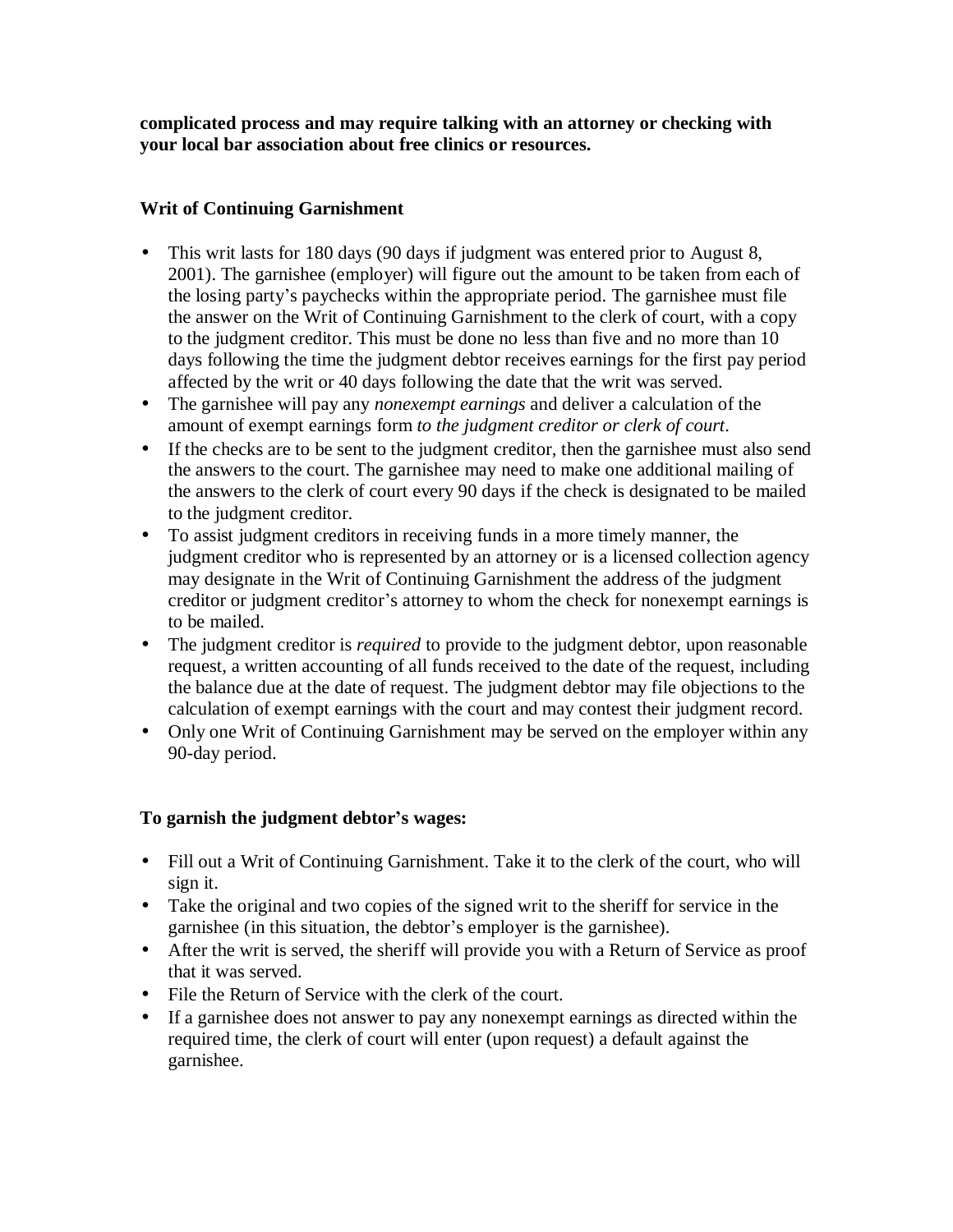**complicated process and may require talking with an attorney or checking with your local bar association about free clinics or resources.**

**Writ of Continuing Garnishment**

- This writ lasts for 180 days (90 days if judgment was entered prior to August 8, 2001). The garnishee (employer) will figure out the amount to be taken from each of the losing party's paychecks within the appropriate period. The garnishee must file the answer on the Writ of Continuing Garnishment to the clerk of court, with a copy to the judgment creditor. This must be done no less than five and no more than 10 days following the time the judgment debtor receives earnings for the first pay period affected by the writ or 40 days following the date that the writ was served.
- The garnishee will pay any *nonexempt earnings* and deliver a calculation of the amount of exempt earnings form *to the judgment creditor or clerk of court*.
- If the checks are to be sent to the judgment creditor, then the garnishee must also send the answers to the court. The garnishee may need to make one additional mailing of the answers to the clerk of court every 90 days if the check is designated to be mailed to the judgment creditor.
- To assist judgment creditors in receiving funds in a more timely manner, the judgment creditor who is represented by an attorney or is a licensed collection agency may designate in the Writ of Continuing Garnishment the address of the judgment creditor or judgment creditor's attorney to whom the check for nonexempt earnings is to be mailed.
- The judgment creditor is *required* to provide to the judgment debtor, upon reasonable request, a written accounting of all funds received to the date of the request, including the balance due at the date of request. The judgment debtor may file objections to the calculation of exempt earnings with the court and may contest their judgment record.
- Only one Writ of Continuing Garnishment may be served on the employer within any 90-day period.

**To garnish the judgment debtor's wages:**

- Fill out a Writ of Continuing Garnishment. Take it to the clerk of the court, who will sign it.
- Take the original and two copies of the signed writ to the sheriff for service in the garnishee (in this situation, the debtor's employer is the garnishee).
- After the writ is served, the sheriff will provide you with a Return of Service as proof that it was served.
- File the Return of Service with the clerk of the court.
- If a garnishee does not answer to pay any nonexempt earnings as directed within the required time, the clerk of court will enter (upon request) a default against the garnishee.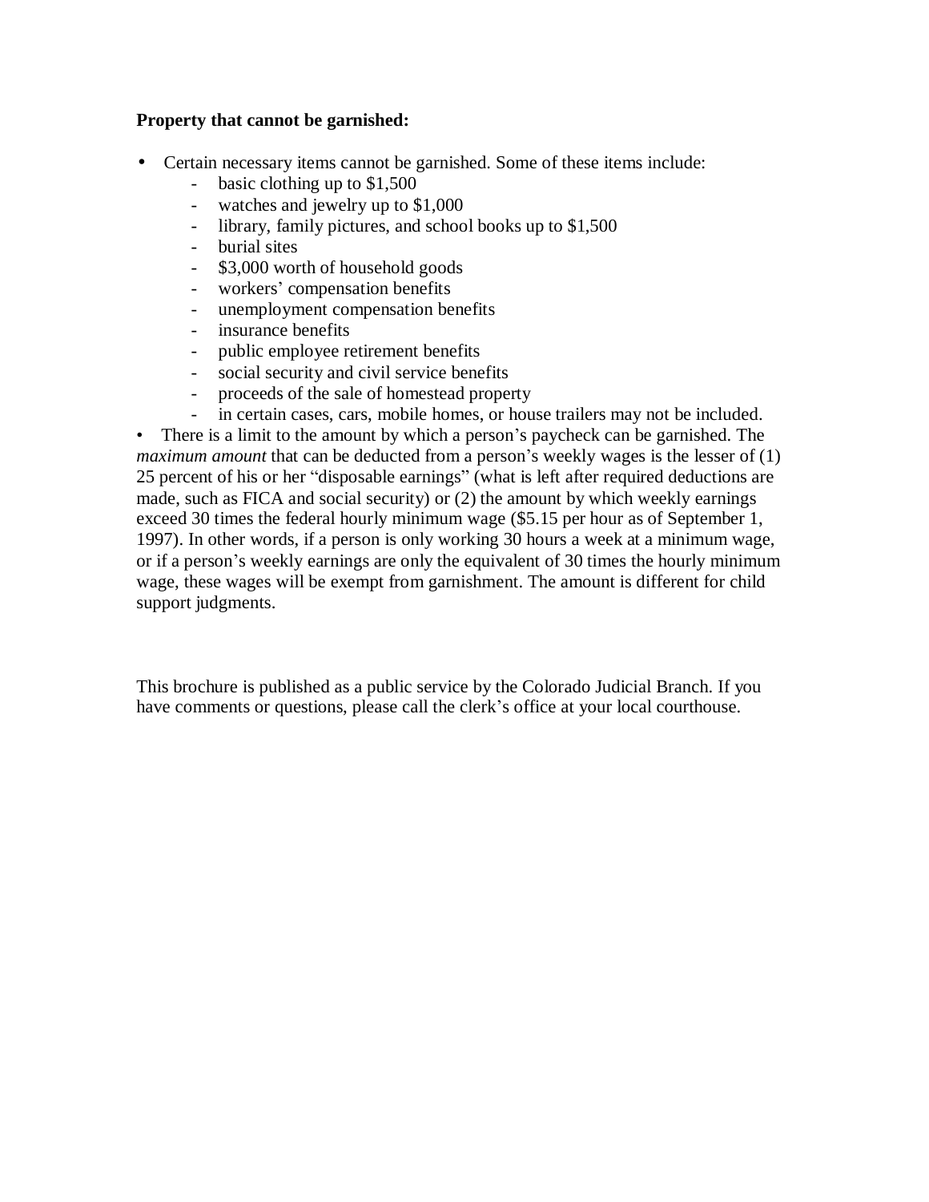**Property that cannot be garnished:**

- Certain necessary items cannot be garnished. Some of these items include:
  - basic clothing up to $1,500
  - watches and jewelry up to $1,000
  - library, family pictures, and school books up to $1,500
  - burial sites
  - $3,000 worth of household goods
  - workers' compensation benefits
  - unemployment compensation benefits
  - insurance benefits
  - public employee retirement benefits
  - social security and civil service benefits
  - proceeds of the sale of homestead property
  - in certain cases, cars, mobile homes, or house trailers may not be included.
- There is a limit to the amount by which a person's paycheck can be garnished. The *maximum amount* that can be deducted from a person's weekly wages is the lesser of (1) 25 percent of his or her "disposable earnings" (what is left after required deductions are made, such as FICA and social security) or (2) the amount by which weekly earnings exceed 30 times the federal hourly minimum wage ($5.15 per hour as of September 1, 1997). In other words, if a person is only working 30 hours a week at a minimum wage, or if a person's weekly earnings are only the equivalent of 30 times the hourly minimum wage, these wages will be exempt from garnishment. The amount is different for child support judgments.

This brochure is published as a public service by the Colorado Judicial Branch. If you have comments or questions, please call the clerk's office at your local courthouse.